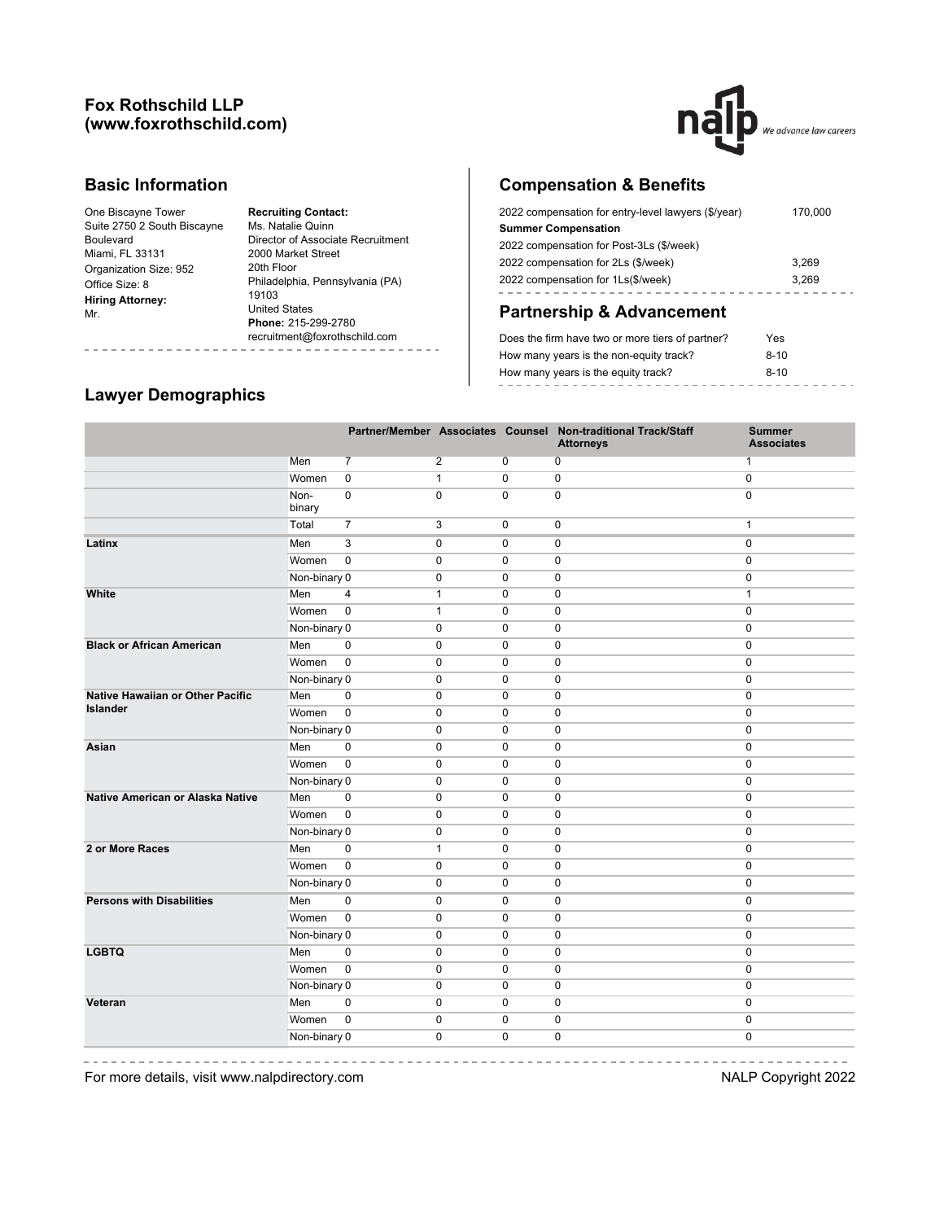# Fox Rothschild LLP (www.foxrothschild.com)

## Basic Information

One Biscayne Tower
Suite 2750 2 South Biscayne Boulevard
Miami, FL 33131
Organization Size: 952
Office Size: 8
**Hiring Attorney:**
Mr.

**Recruiting Contact:**
Ms. Natalie Quinn
Director of Associate Recruitment
2000 Market Street
20th Floor
Philadelphia, Pennsylvania (PA) 19103
United States
**Phone:** 215-299-2780
recruitment@foxrothschild.com

## Compensation & Benefits

| | |
|---|---|
| 2022 compensation for entry-level lawyers ($/year) | 170,000 |
| **Summer Compensation** | |
| 2022 compensation for Post-3Ls ($/week) | |
| 2022 compensation for 2Ls ($/week) | 3,269 |
| 2022 compensation for 1Ls($/week) | 3,269 |

## Partnership & Advancement

| | |
|---|---|
| Does the firm have two or more tiers of partner? | Yes |
| How many years is the non-equity track? | 8-10 |
| How many years is the equity track? | 8-10 |

## Lawyer Demographics

| | | Partner/Member | Associates | Counsel | Non-traditional Track/Staff Attorneys | Summer Associates |
|---|---|---|---|---|---|---|
| | Men | 7 | 2 | 0 | 0 | 1 |
| | Women | 0 | 1 | 0 | 0 | 0 |
| | Non-binary | 0 | 0 | 0 | 0 | 0 |
| | Total | 7 | 3 | 0 | 0 | 1 |
| **Latinx** | Men | 3 | 0 | 0 | 0 | 0 |
| | Women | 0 | 0 | 0 | 0 | 0 |
| | Non-binary | 0 | 0 | 0 | 0 | 0 |
| **White** | Men | 4 | 1 | 0 | 0 | 1 |
| | Women | 0 | 1 | 0 | 0 | 0 |
| | Non-binary | 0 | 0 | 0 | 0 | 0 |
| **Black or African American** | Men | 0 | 0 | 0 | 0 | 0 |
| | Women | 0 | 0 | 0 | 0 | 0 |
| | Non-binary | 0 | 0 | 0 | 0 | 0 |
| **Native Hawaiian or Other Pacific Islander** | Men | 0 | 0 | 0 | 0 | 0 |
| | Women | 0 | 0 | 0 | 0 | 0 |
| | Non-binary | 0 | 0 | 0 | 0 | 0 |
| **Asian** | Men | 0 | 0 | 0 | 0 | 0 |
| | Women | 0 | 0 | 0 | 0 | 0 |
| | Non-binary | 0 | 0 | 0 | 0 | 0 |
| **Native American or Alaska Native** | Men | 0 | 0 | 0 | 0 | 0 |
| | Women | 0 | 0 | 0 | 0 | 0 |
| | Non-binary | 0 | 0 | 0 | 0 | 0 |
| **2 or More Races** | Men | 0 | 1 | 0 | 0 | 0 |
| | Women | 0 | 0 | 0 | 0 | 0 |
| | Non-binary | 0 | 0 | 0 | 0 | 0 |
| **Persons with Disabilities** | Men | 0 | 0 | 0 | 0 | 0 |
| | Women | 0 | 0 | 0 | 0 | 0 |
| | Non-binary | 0 | 0 | 0 | 0 | 0 |
| **LGBTQ** | Men | 0 | 0 | 0 | 0 | 0 |
| | Women | 0 | 0 | 0 | 0 | 0 |
| | Non-binary | 0 | 0 | 0 | 0 | 0 |
| **Veteran** | Men | 0 | 0 | 0 | 0 | 0 |
| | Women | 0 | 0 | 0 | 0 | 0 |
| | Non-binary | 0 | 0 | 0 | 0 | 0 |

For more details, visit www.nalpdirectory.com

NALP Copyright 2022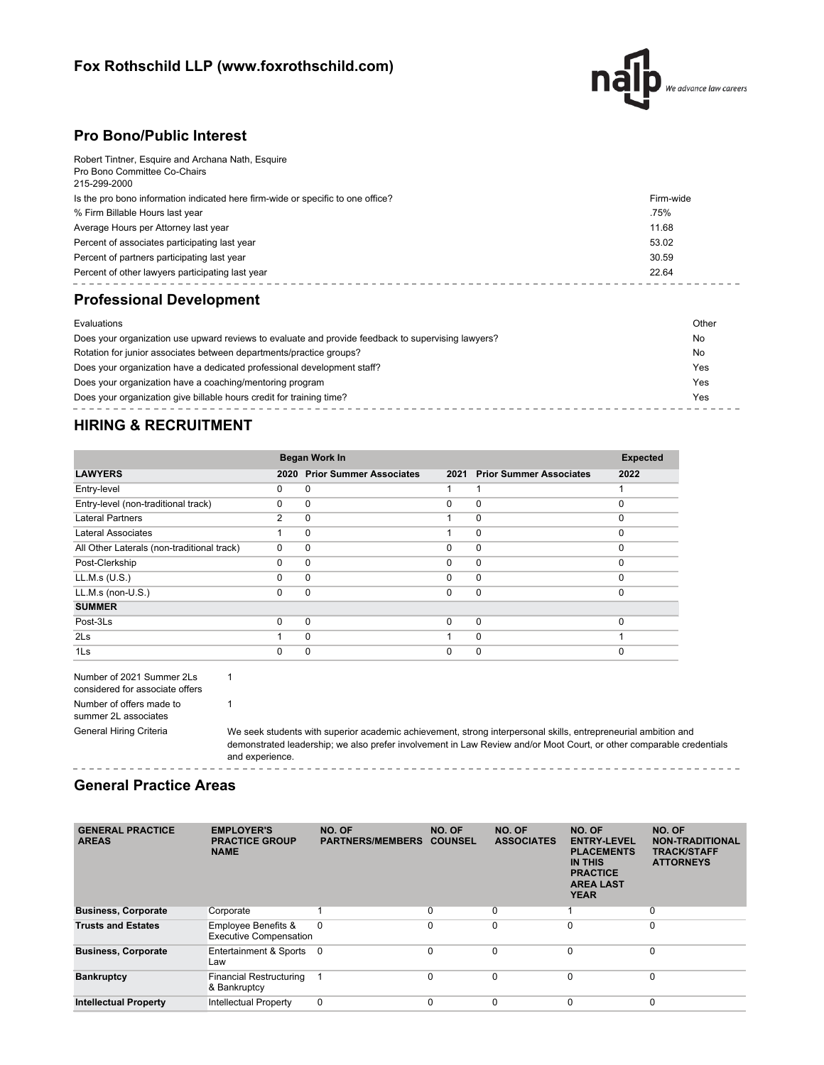## Fox Rothschild LLP (www.foxrothschild.com)

## Pro Bono/Public Interest

Robert Tintner, Esquire and Archana Nath, Esquire
Pro Bono Committee Co-Chairs
215-299-2000

| | |
|---|---|
| Is the pro bono information indicated here firm-wide or specific to one office? | Firm-wide |
| % Firm Billable Hours last year | .75% |
| Average Hours per Attorney last year | 11.68 |
| Percent of associates participating last year | 53.02 |
| Percent of partners participating last year | 30.59 |
| Percent of other lawyers participating last year | 22.64 |

## Professional Development

| | |
|---|---|
| Evaluations | Other |
| Does your organization use upward reviews to evaluate and provide feedback to supervising lawyers? | No |
| Rotation for junior associates between departments/practice groups? | No |
| Does your organization have a dedicated professional development staff? | Yes |
| Does your organization have a coaching/mentoring program | Yes |
| Does your organization give billable hours credit for training time? | Yes |

## HIRING & RECRUITMENT

| | Began Work In | | | | Expected |
|---|---|---|---|---|---|
| **LAWYERS** | **2020** | **Prior Summer Associates** | **2021** | **Prior Summer Associates** | **2022** |
| Entry-level | 0 | 0 | 1 | 1 | 1 |
| Entry-level (non-traditional track) | 0 | 0 | 0 | 0 | 0 |
| Lateral Partners | 2 | 0 | 1 | 0 | 0 |
| Lateral Associates | 1 | 0 | 1 | 0 | 0 |
| All Other Laterals (non-traditional track) | 0 | 0 | 0 | 0 | 0 |
| Post-Clerkship | 0 | 0 | 0 | 0 | 0 |
| LL.M.s (U.S.) | 0 | 0 | 0 | 0 | 0 |
| LL.M.s (non-U.S.) | 0 | 0 | 0 | 0 | 0 |
| **SUMMER** | | | | | |
| Post-3Ls | 0 | 0 | 0 | 0 | 0 |
| 2Ls | 1 | 0 | 1 | 0 | 1 |
| 1Ls | 0 | 0 | 0 | 0 | 0 |

| | |
|---|---|
| Number of 2021 Summer 2Ls considered for associate offers | 1 |
| Number of offers made to summer 2L associates | 1 |
| General Hiring Criteria | We seek students with superior academic achievement, strong interpersonal skills, entrepreneurial ambition and demonstrated leadership; we also prefer involvement in Law Review and/or Moot Court, or other comparable credentials and experience. |

## General Practice Areas

| GENERAL PRACTICE AREAS | EMPLOYER'S PRACTICE GROUP NAME | NO. OF PARTNERS/MEMBERS | NO. OF COUNSEL | NO. OF ASSOCIATES | NO. OF ENTRY-LEVEL PLACEMENTS IN THIS PRACTICE AREA LAST YEAR | NO. OF NON-TRADITIONAL TRACK/STAFF ATTORNEYS |
|---|---|---|---|---|---|---|
| **Business, Corporate** | Corporate | 1 | 0 | 0 | 1 | 0 |
| **Trusts and Estates** | Employee Benefits & Executive Compensation | 0 | 0 | 0 | 0 | 0 |
| **Business, Corporate** | Entertainment & Sports Law | 0 | 0 | 0 | 0 | 0 |
| **Bankruptcy** | Financial Restructuring & Bankruptcy | 1 | 0 | 0 | 0 | 0 |
| **Intellectual Property** | Intellectual Property | 0 | 0 | 0 | 0 | 0 |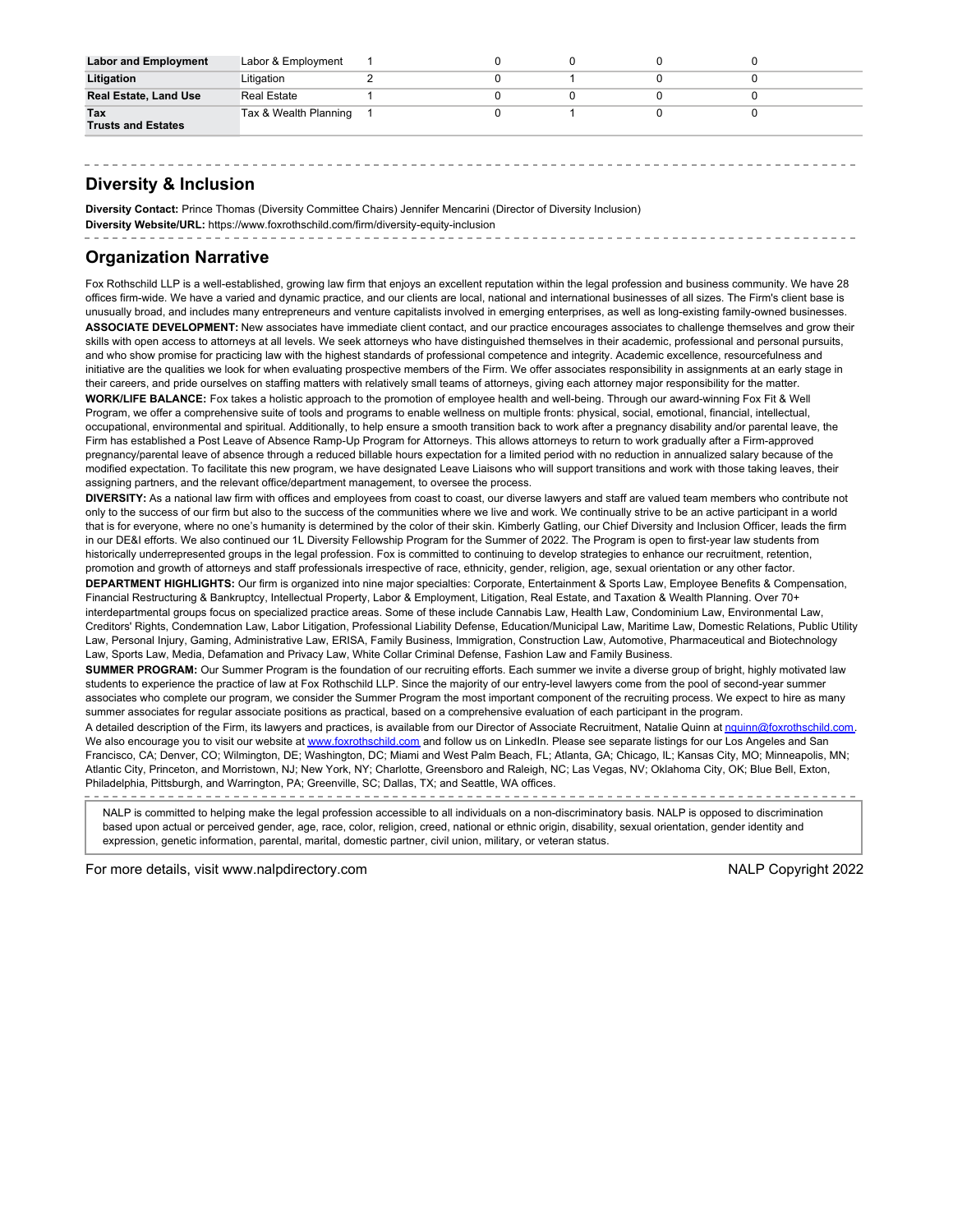| | | | | | | |
|---|---|---|---|---|---|---|
| **Labor and Employment** | Labor & Employment | 1 | 0 | 0 | 0 | 0 |
| **Litigation** | Litigation | 2 | 0 | 1 | 0 | 0 |
| **Real Estate, Land Use** | Real Estate | 1 | 0 | 0 | 0 | 0 |
| **Tax**<br>**Trusts and Estates** | Tax & Wealth Planning | 1 | 0 | 1 | 0 | 0 |

## Diversity & Inclusion

**Diversity Contact:** Prince Thomas (Diversity Committee Chairs) Jennifer Mencarini (Director of Diversity Inclusion)
**Diversity Website/URL:** https://www.foxrothschild.com/firm/diversity-equity-inclusion

## Organization Narrative

Fox Rothschild LLP is a well-established, growing law firm that enjoys an excellent reputation within the legal profession and business community. We have 28 offices firm-wide. We have a varied and dynamic practice, and our clients are local, national and international businesses of all sizes. The Firm's client base is unusually broad, and includes many entrepreneurs and venture capitalists involved in emerging enterprises, as well as long-existing family-owned businesses.

**ASSOCIATE DEVELOPMENT:** New associates have immediate client contact, and our practice encourages associates to challenge themselves and grow their skills with open access to attorneys at all levels. We seek attorneys who have distinguished themselves in their academic, professional and personal pursuits, and who show promise for practicing law with the highest standards of professional competence and integrity. Academic excellence, resourcefulness and initiative are the qualities we look for when evaluating prospective members of the Firm. We offer associates responsibility in assignments at an early stage in their careers, and pride ourselves on staffing matters with relatively small teams of attorneys, giving each attorney major responsibility for the matter.

**WORK/LIFE BALANCE:** Fox takes a holistic approach to the promotion of employee health and well-being. Through our award-winning Fox Fit & Well Program, we offer a comprehensive suite of tools and programs to enable wellness on multiple fronts: physical, social, emotional, financial, intellectual, occupational, environmental and spiritual. Additionally, to help ensure a smooth transition back to work after a pregnancy disability and/or parental leave, the Firm has established a Post Leave of Absence Ramp-Up Program for Attorneys. This allows attorneys to return to work gradually after a Firm-approved pregnancy/parental leave of absence through a reduced billable hours expectation for a limited period with no reduction in annualized salary because of the modified expectation. To facilitate this new program, we have designated Leave Liaisons who will support transitions and work with those taking leaves, their assigning partners, and the relevant office/department management, to oversee the process.

**DIVERSITY:** As a national law firm with offices and employees from coast to coast, our diverse lawyers and staff are valued team members who contribute not only to the success of our firm but also to the success of the communities where we live and work. We continually strive to be an active participant in a world that is for everyone, where no one's humanity is determined by the color of their skin. Kimberly Gatling, our Chief Diversity and Inclusion Officer, leads the firm in our DE&I efforts. We also continued our 1L Diversity Fellowship Program for the Summer of 2022. The Program is open to first-year law students from historically underrepresented groups in the legal profession. Fox is committed to continuing to develop strategies to enhance our recruitment, retention, promotion and growth of attorneys and staff professionals irrespective of race, ethnicity, gender, religion, age, sexual orientation or any other factor.

**DEPARTMENT HIGHLIGHTS:** Our firm is organized into nine major specialties: Corporate, Entertainment & Sports Law, Employee Benefits & Compensation, Financial Restructuring & Bankruptcy, Intellectual Property, Labor & Employment, Litigation, Real Estate, and Taxation & Wealth Planning. Over 70+ interdepartmental groups focus on specialized practice areas. Some of these include Cannabis Law, Health Law, Condominium Law, Environmental Law, Creditors' Rights, Condemnation Law, Labor Litigation, Professional Liability Defense, Education/Municipal Law, Maritime Law, Domestic Relations, Public Utility Law, Personal Injury, Gaming, Administrative Law, ERISA, Family Business, Immigration, Construction Law, Automotive, Pharmaceutical and Biotechnology Law, Sports Law, Media, Defamation and Privacy Law, White Collar Criminal Defense, Fashion Law and Family Business.

**SUMMER PROGRAM:** Our Summer Program is the foundation of our recruiting efforts. Each summer we invite a diverse group of bright, highly motivated law students to experience the practice of law at Fox Rothschild LLP. Since the majority of our entry-level lawyers come from the pool of second-year summer associates who complete our program, we consider the Summer Program the most important component of the recruiting process. We expect to hire as many summer associates for regular associate positions as practical, based on a comprehensive evaluation of each participant in the program.

A detailed description of the Firm, its lawyers and practices, is available from our Director of Associate Recruitment, Natalie Quinn at nquinn@foxrothschild.com. We also encourage you to visit our website at www.foxrothschild.com and follow us on LinkedIn. Please see separate listings for our Los Angeles and San Francisco, CA; Denver, CO; Wilmington, DE; Washington, DC; Miami and West Palm Beach, FL; Atlanta, GA; Chicago, IL; Kansas City, MO; Minneapolis, MN; Atlantic City, Princeton, and Morristown, NJ; New York, NY; Charlotte, Greensboro and Raleigh, NC; Las Vegas, NV; Oklahoma City, OK; Blue Bell, Exton, Philadelphia, Pittsburgh, and Warrington, PA; Greenville, SC; Dallas, TX; and Seattle, WA offices.

NALP is committed to helping make the legal profession accessible to all individuals on a non-discriminatory basis. NALP is opposed to discrimination based upon actual or perceived gender, age, race, color, religion, creed, national or ethnic origin, disability, sexual orientation, gender identity and expression, genetic information, parental, marital, domestic partner, civil union, military, or veteran status.

For more details, visit www.nalpdirectory.com NALP Copyright 2022